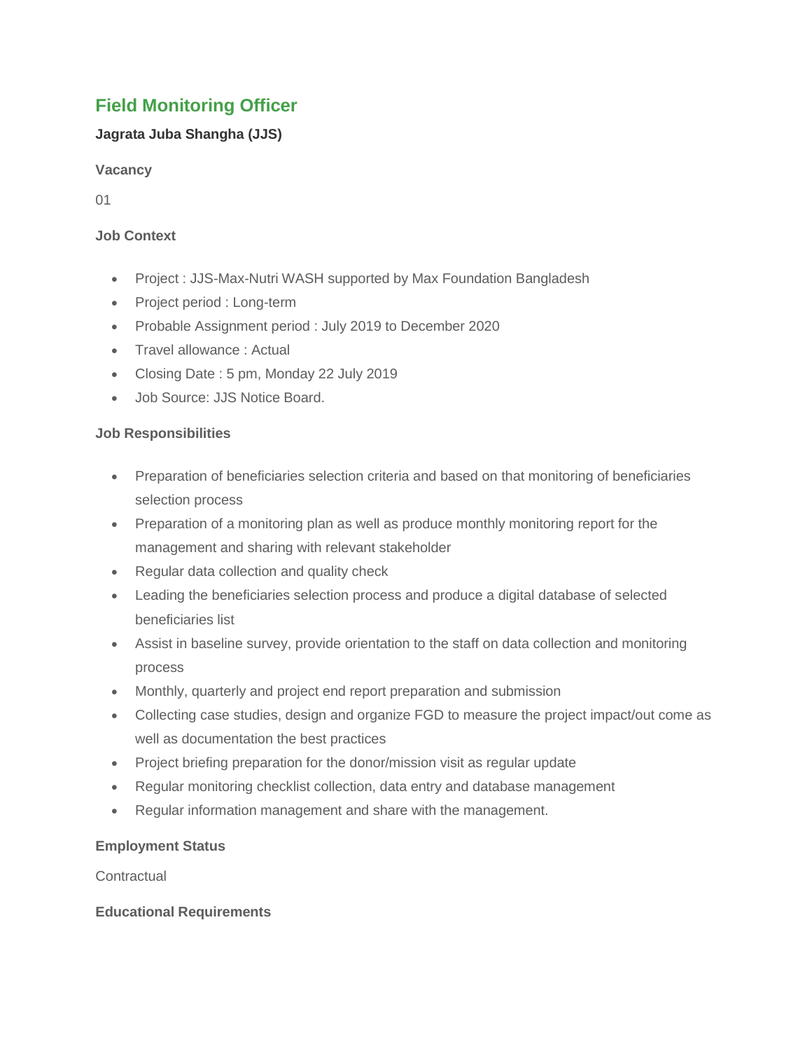# Field Monitoring Officer

**Jagrata Juba Shangha (JJS)**

**Vacancy**

01

**Job Context**

- Project : JJS-Max-Nutri WASH supported by Max Foundation Bangladesh
- Project period : Long-term
- Probable Assignment period : July 2019 to December 2020
- Travel allowance : Actual
- Closing Date : 5 pm, Monday 22 July 2019
- Job Source: JJS Notice Board.

**Job Responsibilities**

- Preparation of beneficiaries selection criteria and based on that monitoring of beneficiaries selection process
- Preparation of a monitoring plan as well as produce monthly monitoring report for the management and sharing with relevant stakeholder
- Regular data collection and quality check
- Leading the beneficiaries selection process and produce a digital database of selected beneficiaries list
- Assist in baseline survey, provide orientation to the staff on data collection and monitoring process
- Monthly, quarterly and project end report preparation and submission
- Collecting case studies, design and organize FGD to measure the project impact/out come as well as documentation the best practices
- Project briefing preparation for the donor/mission visit as regular update
- Regular monitoring checklist collection, data entry and database management
- Regular information management and share with the management.

**Employment Status**

Contractual

**Educational Requirements**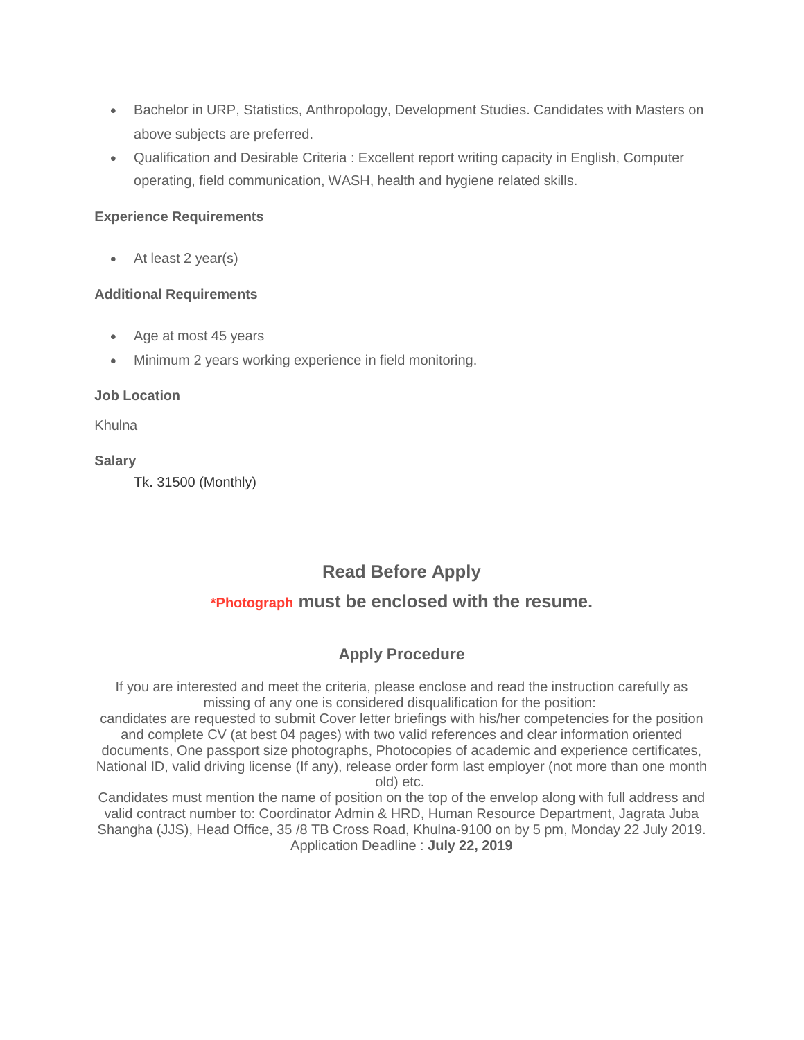- Bachelor in URP, Statistics, Anthropology, Development Studies. Candidates with Masters on above subjects are preferred.
- Qualification and Desirable Criteria : Excellent report writing capacity in English, Computer operating, field communication, WASH, health and hygiene related skills.

**Experience Requirements**

- At least 2 year(s)

**Additional Requirements**

- Age at most 45 years
- Minimum 2 years working experience in field monitoring.

**Job Location**

Khulna

**Salary**

Tk. 31500 (Monthly)

## Read Before Apply

### *Photograph must be enclosed with the resume.

### Apply Procedure

If you are interested and meet the criteria, please enclose and read the instruction carefully as missing of any one is considered disqualification for the position:
candidates are requested to submit Cover letter briefings with his/her competencies for the position and complete CV (at best 04 pages) with two valid references and clear information oriented documents, One passport size photographs, Photocopies of academic and experience certificates, National ID, valid driving license (If any), release order form last employer (not more than one month old) etc.
Candidates must mention the name of position on the top of the envelop along with full address and valid contract number to: Coordinator Admin & HRD, Human Resource Department, Jagrata Juba Shangha (JJS), Head Office, 35 /8 TB Cross Road, Khulna-9100 on by 5 pm, Monday 22 July 2019.
Application Deadline : **July 22, 2019**